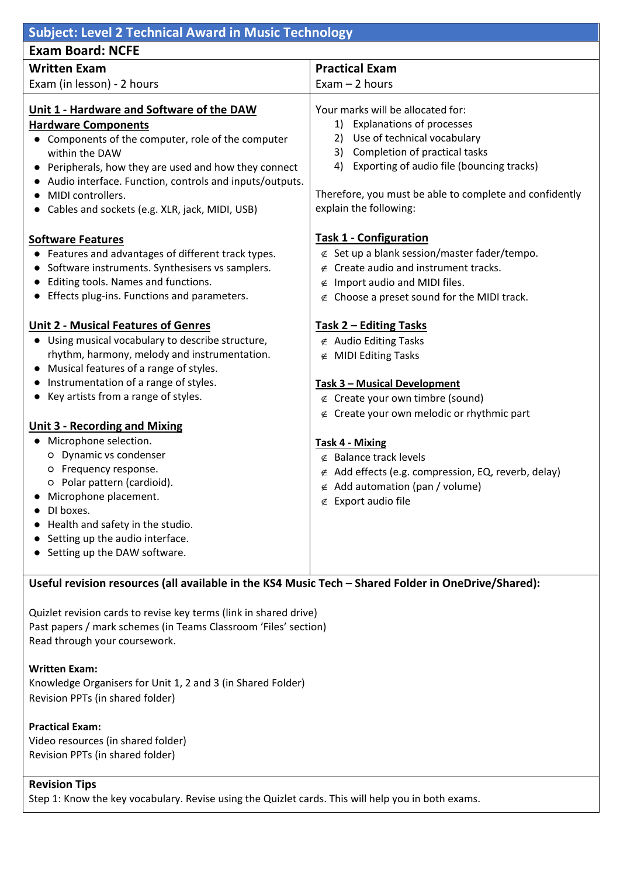## Subject: Level 2 Technical Award in Music Technology

**Exam Board: NCFE**

### Written Exam

Exam (in lesson) - 2 hours

**Unit 1 - Hardware and Software of the DAW**

**Hardware Components**

- Components of the computer, role of the computer within the DAW
- Peripherals, how they are used and how they connect
- Audio interface. Function, controls and inputs/outputs.
- MIDI controllers.
- Cables and sockets (e.g. XLR, jack, MIDI, USB)

**Software Features**

- Features and advantages of different track types.
- Software instruments. Synthesisers vs samplers.
- Editing tools. Names and functions.
- Effects plug-ins. Functions and parameters.

**Unit 2 - Musical Features of Genres**

- Using musical vocabulary to describe structure, rhythm, harmony, melody and instrumentation.
- Musical features of a range of styles.
- Instrumentation of a range of styles.
- Key artists from a range of styles.

**Unit 3 - Recording and Mixing**

- Microphone selection.
  - Dynamic vs condenser
  - Frequency response.
  - Polar pattern (cardioid).
- Microphone placement.
- DI boxes.
- Health and safety in the studio.
- Setting up the audio interface.
- Setting up the DAW software.

### Practical Exam

Exam – 2 hours

Your marks will be allocated for:

1) Explanations of processes
2) Use of technical vocabulary
3) Completion of practical tasks
4) Exporting of audio file (bouncing tracks)

Therefore, you must be able to complete and confidently explain the following:

**Task 1 - Configuration**

- Set up a blank session/master fader/tempo.
- Create audio and instrument tracks.
- Import audio and MIDI files.
- Choose a preset sound for the MIDI track.

**Task 2 – Editing Tasks**

- Audio Editing Tasks
- MIDI Editing Tasks

**Task 3 – Musical Development**

- Create your own timbre (sound)
- Create your own melodic or rhythmic part

**Task 4 - Mixing**

- Balance track levels
- Add effects (e.g. compression, EQ, reverb, delay)
- Add automation (pan / volume)
- Export audio file

### Useful revision resources (all available in the KS4 Music Tech – Shared Folder in OneDrive/Shared):

Quizlet revision cards to revise key terms (link in shared drive)
Past papers / mark schemes (in Teams Classroom 'Files' section)
Read through your coursework.

**Written Exam:**
Knowledge Organisers for Unit 1, 2 and 3 (in Shared Folder)
Revision PPTs (in shared folder)

**Practical Exam:**
Video resources (in shared folder)
Revision PPTs (in shared folder)

### Revision Tips

Step 1: Know the key vocabulary. Revise using the Quizlet cards. This will help you in both exams.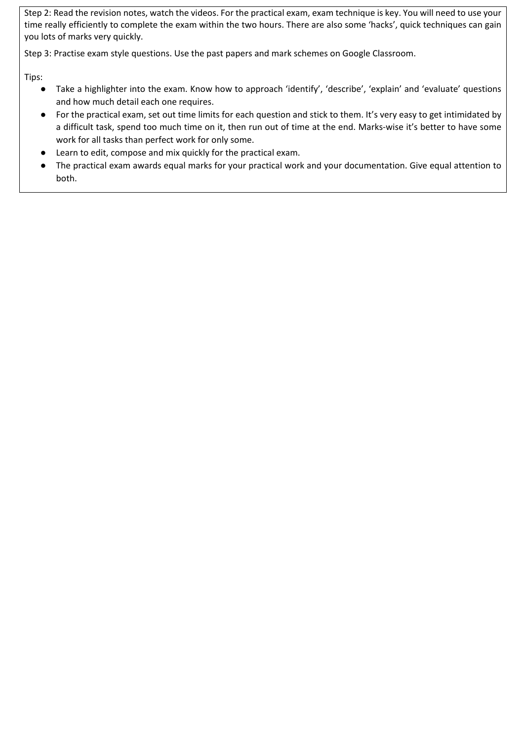Step 2: Read the revision notes, watch the videos. For the practical exam, exam technique is key. You will need to use your time really efficiently to complete the exam within the two hours. There are also some 'hacks', quick techniques can gain you lots of marks very quickly.

Step 3: Practise exam style questions. Use the past papers and mark schemes on Google Classroom.

Tips:

- Take a highlighter into the exam. Know how to approach 'identify', 'describe', 'explain' and 'evaluate' questions and how much detail each one requires.
- For the practical exam, set out time limits for each question and stick to them. It's very easy to get intimidated by a difficult task, spend too much time on it, then run out of time at the end. Marks-wise it's better to have some work for all tasks than perfect work for only some.
- Learn to edit, compose and mix quickly for the practical exam.
- The practical exam awards equal marks for your practical work and your documentation. Give equal attention to both.